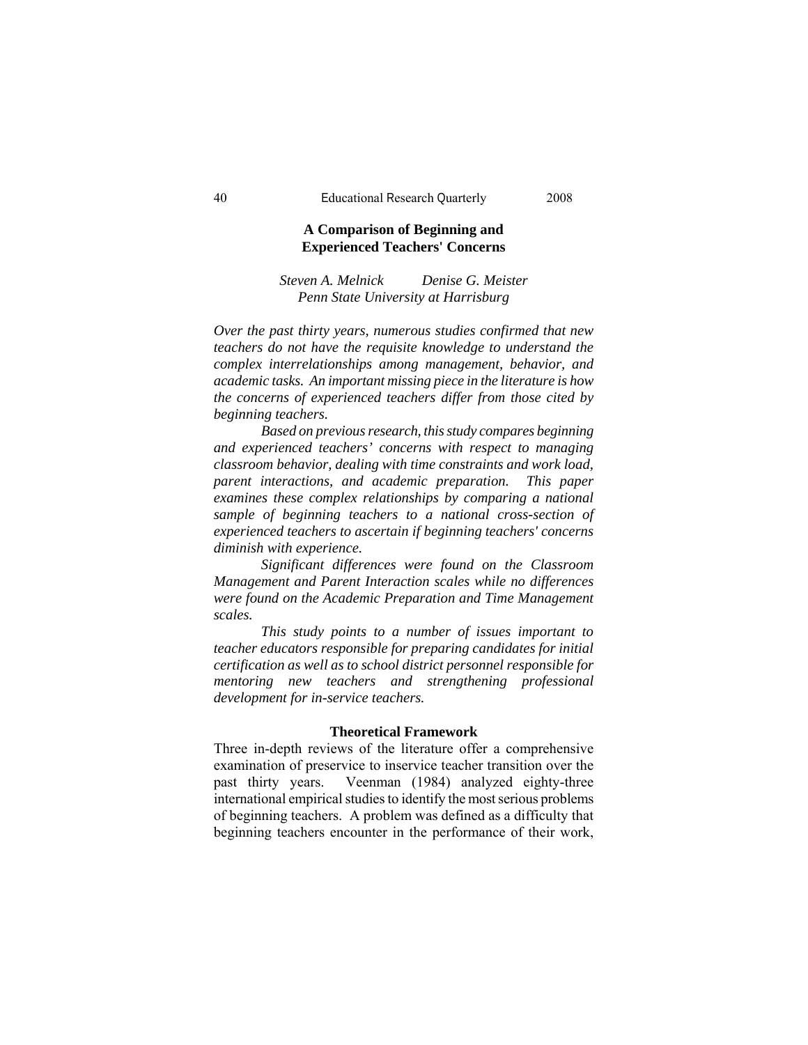# A Comparison of Beginning and Experienced Teachers' Concerns

*Steven A. Melnick* *Denise G. Meister*
*Penn State University at Harrisburg*

*Over the past thirty years, numerous studies confirmed that new teachers do not have the requisite knowledge to understand the complex interrelationships among management, behavior, and academic tasks. An important missing piece in the literature is how the concerns of experienced teachers differ from those cited by beginning teachers.*

*Based on previous research, this study compares beginning and experienced teachers' concerns with respect to managing classroom behavior, dealing with time constraints and work load, parent interactions, and academic preparation. This paper examines these complex relationships by comparing a national sample of beginning teachers to a national cross-section of experienced teachers to ascertain if beginning teachers' concerns diminish with experience.*

*Significant differences were found on the Classroom Management and Parent Interaction scales while no differences were found on the Academic Preparation and Time Management scales.*

*This study points to a number of issues important to teacher educators responsible for preparing candidates for initial certification as well as to school district personnel responsible for mentoring new teachers and strengthening professional development for in-service teachers.*

## Theoretical Framework

Three in-depth reviews of the literature offer a comprehensive examination of preservice to inservice teacher transition over the past thirty years. Veenman (1984) analyzed eighty-three international empirical studies to identify the most serious problems of beginning teachers. A problem was defined as a difficulty that beginning teachers encounter in the performance of their work,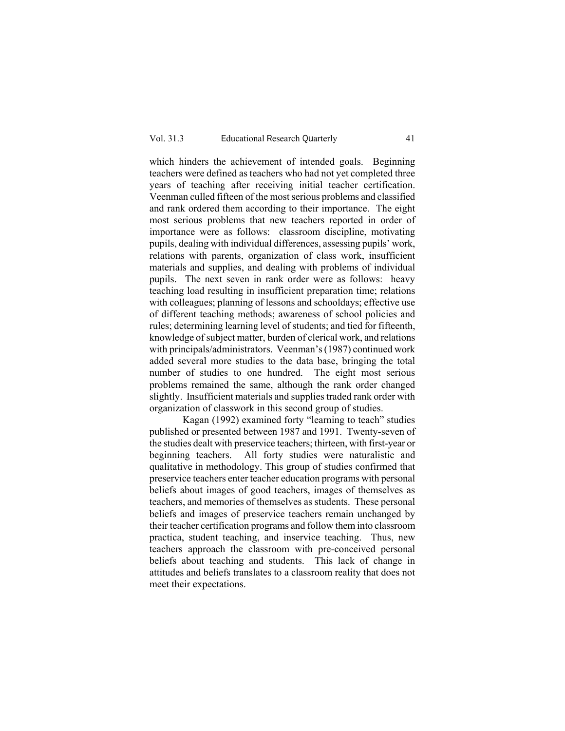which hinders the achievement of intended goals. Beginning teachers were defined as teachers who had not yet completed three years of teaching after receiving initial teacher certification. Veenman culled fifteen of the most serious problems and classified and rank ordered them according to their importance. The eight most serious problems that new teachers reported in order of importance were as follows: classroom discipline, motivating pupils, dealing with individual differences, assessing pupils' work, relations with parents, organization of class work, insufficient materials and supplies, and dealing with problems of individual pupils. The next seven in rank order were as follows: heavy teaching load resulting in insufficient preparation time; relations with colleagues; planning of lessons and schooldays; effective use of different teaching methods; awareness of school policies and rules; determining learning level of students; and tied for fifteenth, knowledge of subject matter, burden of clerical work, and relations with principals/administrators. Veenman's (1987) continued work added several more studies to the data base, bringing the total number of studies to one hundred. The eight most serious problems remained the same, although the rank order changed slightly. Insufficient materials and supplies traded rank order with organization of classwork in this second group of studies.

Kagan (1992) examined forty "learning to teach" studies published or presented between 1987 and 1991. Twenty-seven of the studies dealt with preservice teachers; thirteen, with first-year or beginning teachers. All forty studies were naturalistic and qualitative in methodology. This group of studies confirmed that preservice teachers enter teacher education programs with personal beliefs about images of good teachers, images of themselves as teachers, and memories of themselves as students. These personal beliefs and images of preservice teachers remain unchanged by their teacher certification programs and follow them into classroom practica, student teaching, and inservice teaching. Thus, new teachers approach the classroom with pre-conceived personal beliefs about teaching and students. This lack of change in attitudes and beliefs translates to a classroom reality that does not meet their expectations.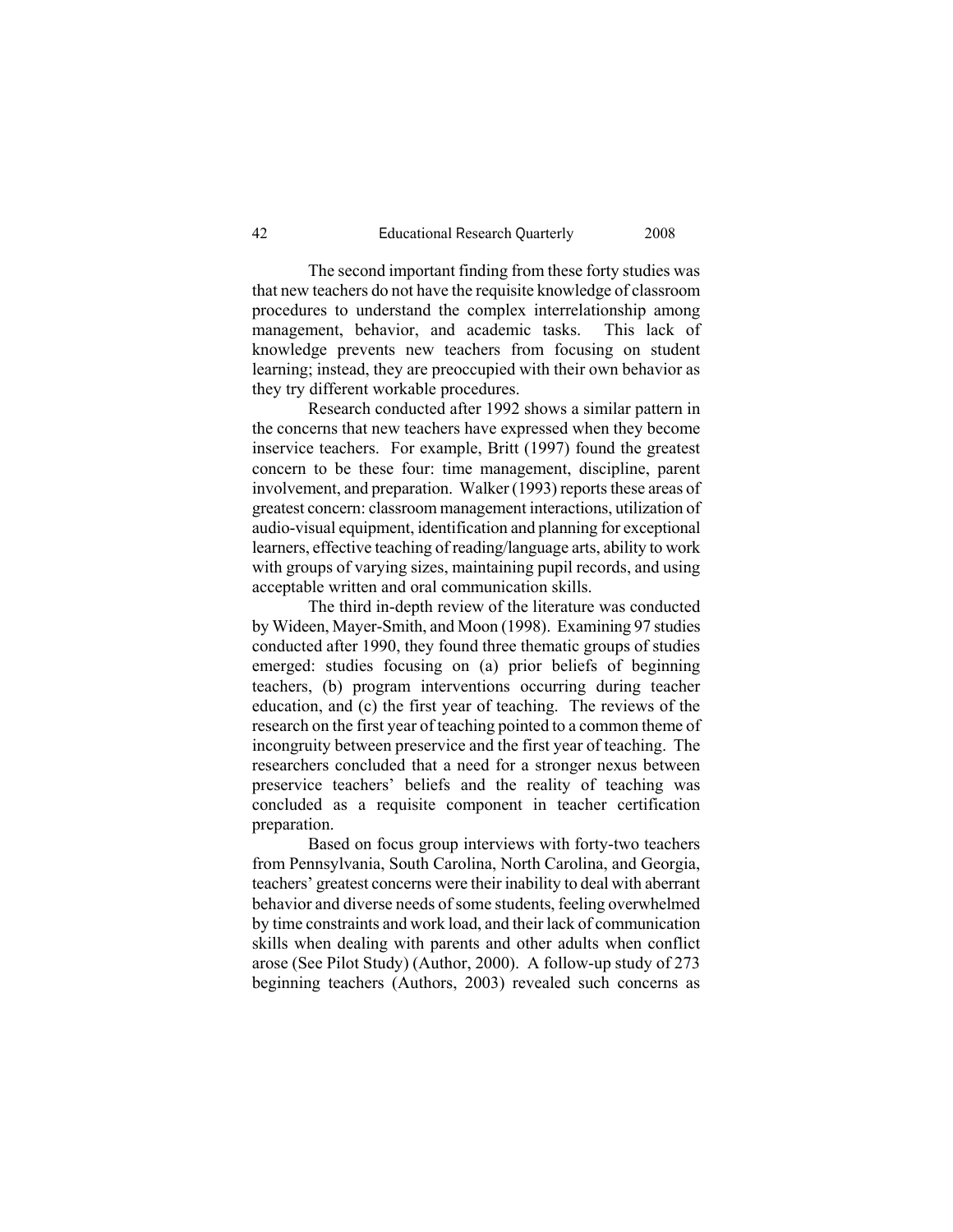The second important finding from these forty studies was that new teachers do not have the requisite knowledge of classroom procedures to understand the complex interrelationship among management, behavior, and academic tasks. This lack of knowledge prevents new teachers from focusing on student learning; instead, they are preoccupied with their own behavior as they try different workable procedures.

Research conducted after 1992 shows a similar pattern in the concerns that new teachers have expressed when they become inservice teachers. For example, Britt (1997) found the greatest concern to be these four: time management, discipline, parent involvement, and preparation. Walker (1993) reports these areas of greatest concern: classroom management interactions, utilization of audio-visual equipment, identification and planning for exceptional learners, effective teaching of reading/language arts, ability to work with groups of varying sizes, maintaining pupil records, and using acceptable written and oral communication skills.

The third in-depth review of the literature was conducted by Wideen, Mayer-Smith, and Moon (1998). Examining 97 studies conducted after 1990, they found three thematic groups of studies emerged: studies focusing on (a) prior beliefs of beginning teachers, (b) program interventions occurring during teacher education, and (c) the first year of teaching. The reviews of the research on the first year of teaching pointed to a common theme of incongruity between preservice and the first year of teaching. The researchers concluded that a need for a stronger nexus between preservice teachers' beliefs and the reality of teaching was concluded as a requisite component in teacher certification preparation.

Based on focus group interviews with forty-two teachers from Pennsylvania, South Carolina, North Carolina, and Georgia, teachers' greatest concerns were their inability to deal with aberrant behavior and diverse needs of some students, feeling overwhelmed by time constraints and work load, and their lack of communication skills when dealing with parents and other adults when conflict arose (See Pilot Study) (Author, 2000). A follow-up study of 273 beginning teachers (Authors, 2003) revealed such concerns as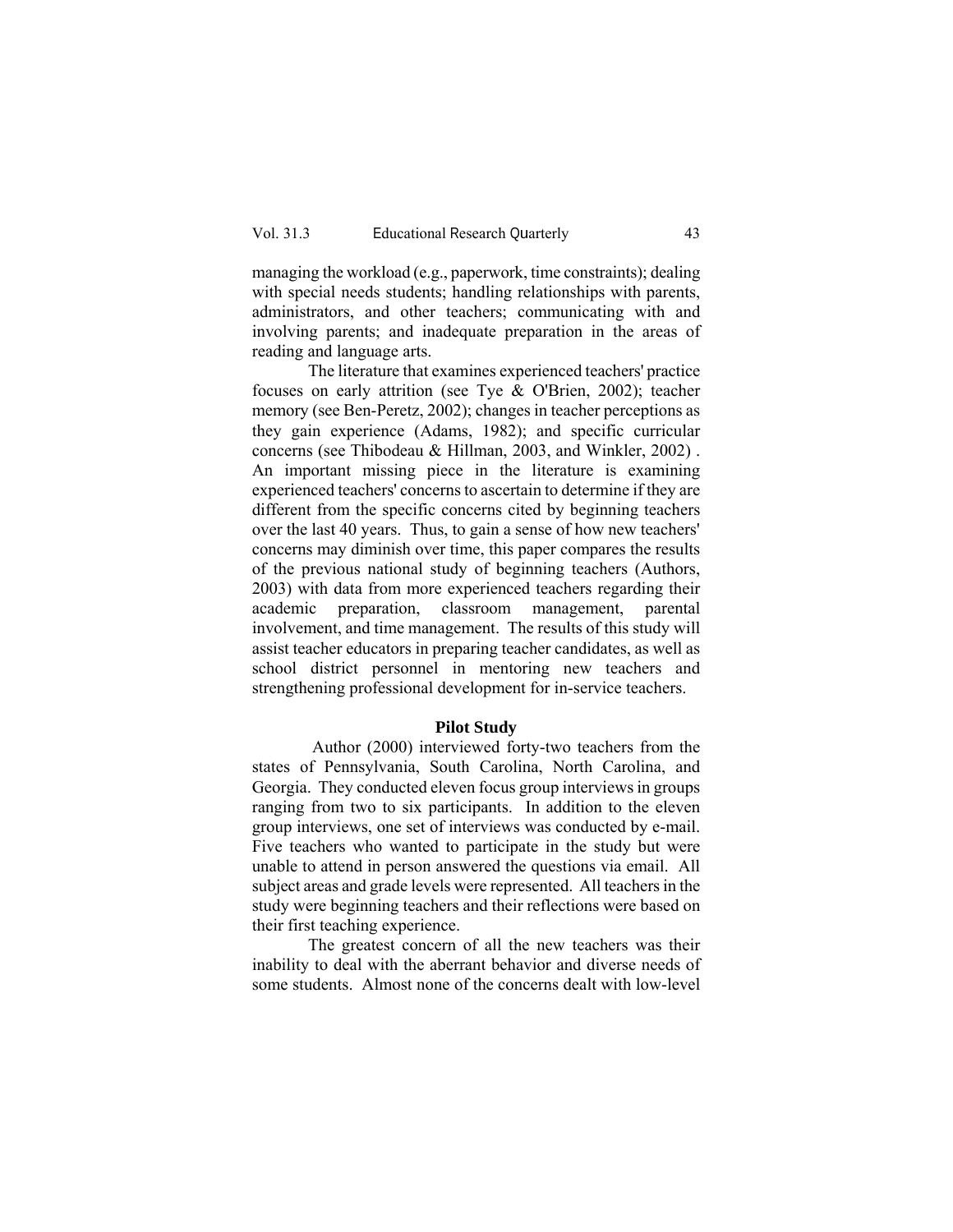managing the workload (e.g., paperwork, time constraints); dealing with special needs students; handling relationships with parents, administrators, and other teachers; communicating with and involving parents; and inadequate preparation in the areas of reading and language arts.

The literature that examines experienced teachers' practice focuses on early attrition (see Tye & O'Brien, 2002); teacher memory (see Ben-Peretz, 2002); changes in teacher perceptions as they gain experience (Adams, 1982); and specific curricular concerns (see Thibodeau & Hillman, 2003, and Winkler, 2002) . An important missing piece in the literature is examining experienced teachers' concerns to ascertain to determine if they are different from the specific concerns cited by beginning teachers over the last 40 years. Thus, to gain a sense of how new teachers' concerns may diminish over time, this paper compares the results of the previous national study of beginning teachers (Authors, 2003) with data from more experienced teachers regarding their academic preparation, classroom management, parental involvement, and time management. The results of this study will assist teacher educators in preparing teacher candidates, as well as school district personnel in mentoring new teachers and strengthening professional development for in-service teachers.

## Pilot Study

Author (2000) interviewed forty-two teachers from the states of Pennsylvania, South Carolina, North Carolina, and Georgia. They conducted eleven focus group interviews in groups ranging from two to six participants. In addition to the eleven group interviews, one set of interviews was conducted by e-mail. Five teachers who wanted to participate in the study but were unable to attend in person answered the questions via email. All subject areas and grade levels were represented. All teachers in the study were beginning teachers and their reflections were based on their first teaching experience.

The greatest concern of all the new teachers was their inability to deal with the aberrant behavior and diverse needs of some students. Almost none of the concerns dealt with low-level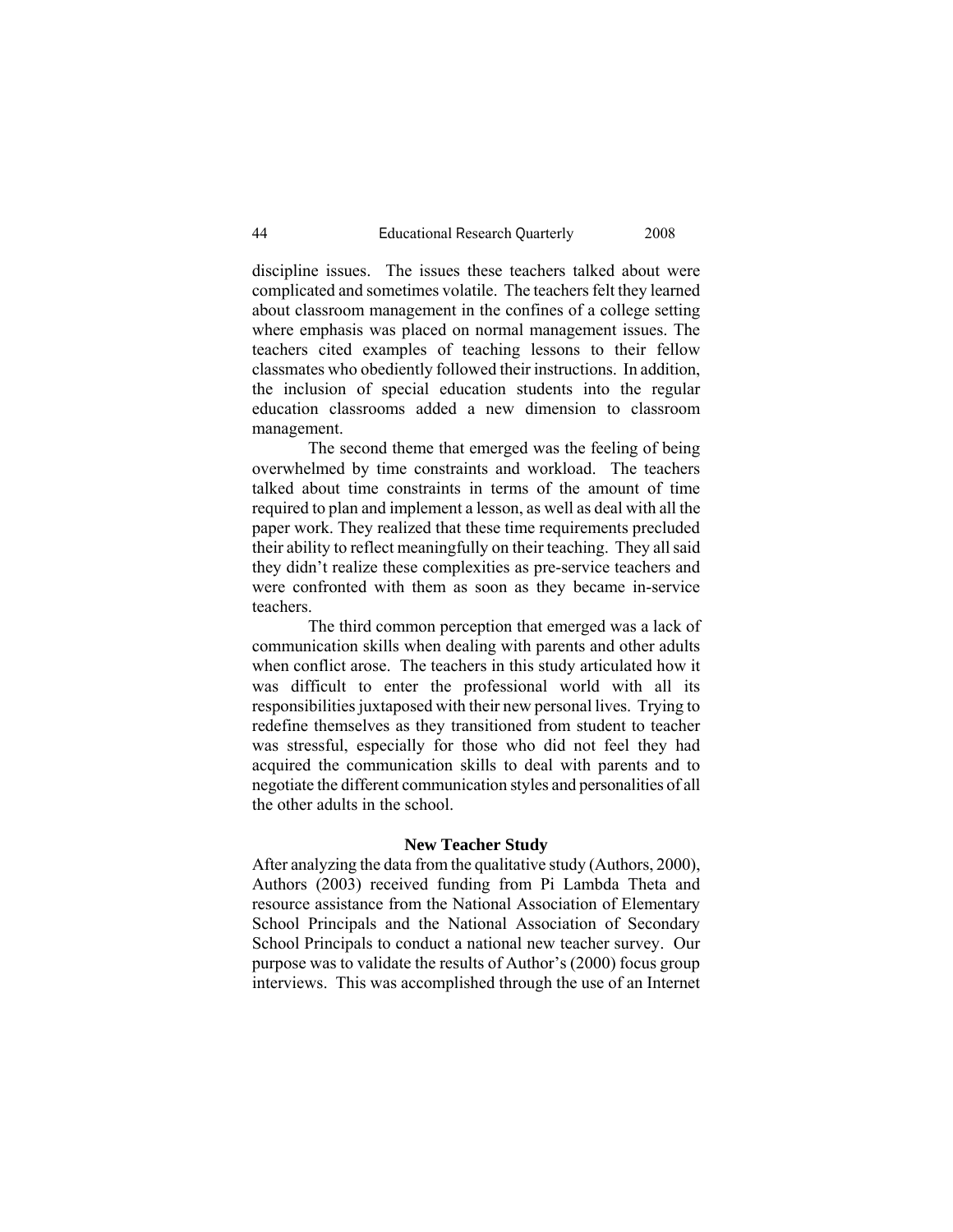discipline issues. The issues these teachers talked about were complicated and sometimes volatile. The teachers felt they learned about classroom management in the confines of a college setting where emphasis was placed on normal management issues. The teachers cited examples of teaching lessons to their fellow classmates who obediently followed their instructions. In addition, the inclusion of special education students into the regular education classrooms added a new dimension to classroom management.

The second theme that emerged was the feeling of being overwhelmed by time constraints and workload. The teachers talked about time constraints in terms of the amount of time required to plan and implement a lesson, as well as deal with all the paper work. They realized that these time requirements precluded their ability to reflect meaningfully on their teaching. They all said they didn't realize these complexities as pre-service teachers and were confronted with them as soon as they became in-service teachers.

The third common perception that emerged was a lack of communication skills when dealing with parents and other adults when conflict arose. The teachers in this study articulated how it was difficult to enter the professional world with all its responsibilities juxtaposed with their new personal lives. Trying to redefine themselves as they transitioned from student to teacher was stressful, especially for those who did not feel they had acquired the communication skills to deal with parents and to negotiate the different communication styles and personalities of all the other adults in the school.

## New Teacher Study

After analyzing the data from the qualitative study (Authors, 2000), Authors (2003) received funding from Pi Lambda Theta and resource assistance from the National Association of Elementary School Principals and the National Association of Secondary School Principals to conduct a national new teacher survey. Our purpose was to validate the results of Author's (2000) focus group interviews. This was accomplished through the use of an Internet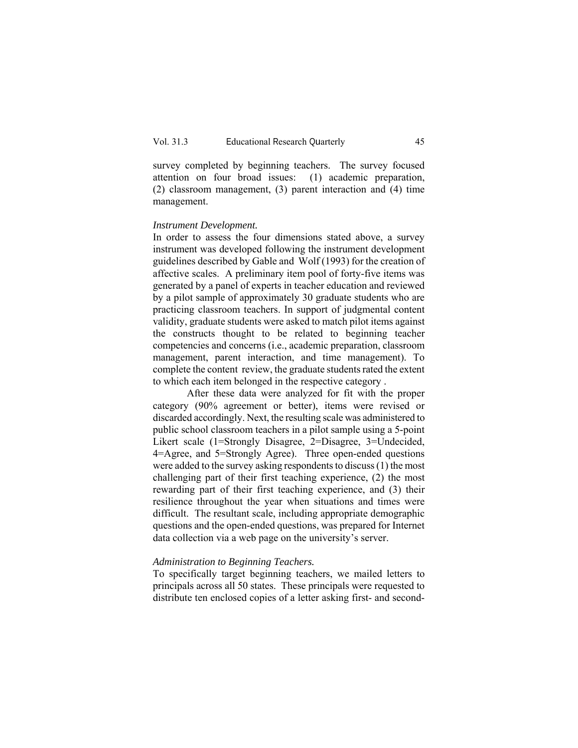survey completed by beginning teachers. The survey focused attention on four broad issues: (1) academic preparation, (2) classroom management, (3) parent interaction and (4) time management.

*Instrument Development.*

In order to assess the four dimensions stated above, a survey instrument was developed following the instrument development guidelines described by Gable and Wolf (1993) for the creation of affective scales. A preliminary item pool of forty-five items was generated by a panel of experts in teacher education and reviewed by a pilot sample of approximately 30 graduate students who are practicing classroom teachers. In support of judgmental content validity, graduate students were asked to match pilot items against the constructs thought to be related to beginning teacher competencies and concerns (i.e., academic preparation, classroom management, parent interaction, and time management). To complete the content review, the graduate students rated the extent to which each item belonged in the respective category .

After these data were analyzed for fit with the proper category (90% agreement or better), items were revised or discarded accordingly. Next, the resulting scale was administered to public school classroom teachers in a pilot sample using a 5-point Likert scale (1=Strongly Disagree, 2=Disagree, 3=Undecided, 4=Agree, and 5=Strongly Agree). Three open-ended questions were added to the survey asking respondents to discuss (1) the most challenging part of their first teaching experience, (2) the most rewarding part of their first teaching experience, and (3) their resilience throughout the year when situations and times were difficult. The resultant scale, including appropriate demographic questions and the open-ended questions, was prepared for Internet data collection via a web page on the university's server.

*Administration to Beginning Teachers.*

To specifically target beginning teachers, we mailed letters to principals across all 50 states. These principals were requested to distribute ten enclosed copies of a letter asking first- and second-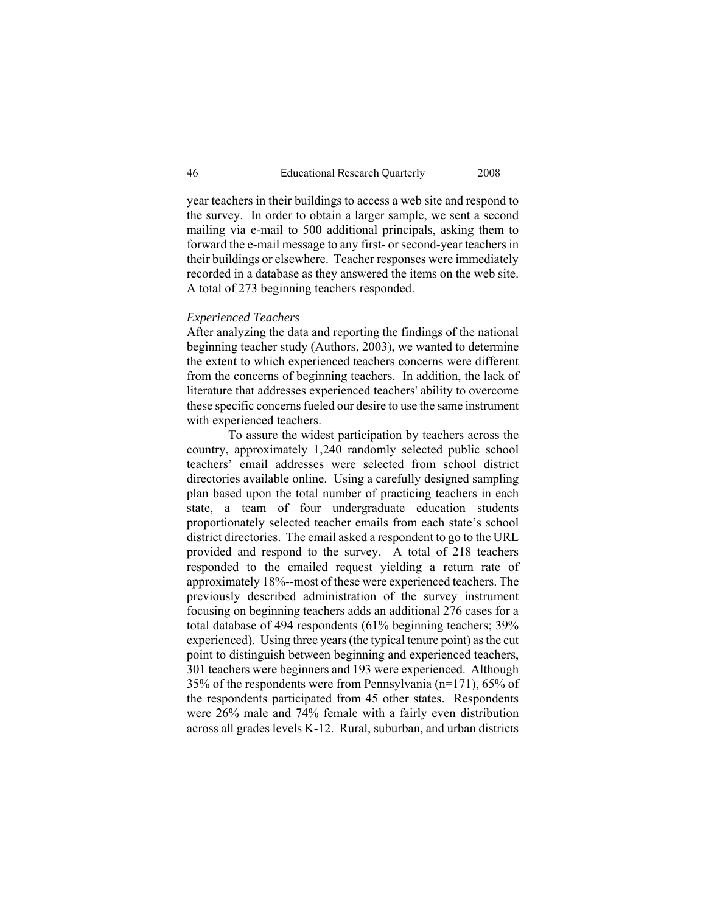year teachers in their buildings to access a web site and respond to the survey. In order to obtain a larger sample, we sent a second mailing via e-mail to 500 additional principals, asking them to forward the e-mail message to any first- or second-year teachers in their buildings or elsewhere. Teacher responses were immediately recorded in a database as they answered the items on the web site. A total of 273 beginning teachers responded.

*Experienced Teachers*

After analyzing the data and reporting the findings of the national beginning teacher study (Authors, 2003), we wanted to determine the extent to which experienced teachers concerns were different from the concerns of beginning teachers. In addition, the lack of literature that addresses experienced teachers' ability to overcome these specific concerns fueled our desire to use the same instrument with experienced teachers.

To assure the widest participation by teachers across the country, approximately 1,240 randomly selected public school teachers' email addresses were selected from school district directories available online. Using a carefully designed sampling plan based upon the total number of practicing teachers in each state, a team of four undergraduate education students proportionately selected teacher emails from each state's school district directories. The email asked a respondent to go to the URL provided and respond to the survey. A total of 218 teachers responded to the emailed request yielding a return rate of approximately 18%--most of these were experienced teachers. The previously described administration of the survey instrument focusing on beginning teachers adds an additional 276 cases for a total database of 494 respondents (61% beginning teachers; 39% experienced). Using three years (the typical tenure point) as the cut point to distinguish between beginning and experienced teachers, 301 teachers were beginners and 193 were experienced. Although 35% of the respondents were from Pennsylvania (n=171), 65% of the respondents participated from 45 other states. Respondents were 26% male and 74% female with a fairly even distribution across all grades levels K-12. Rural, suburban, and urban districts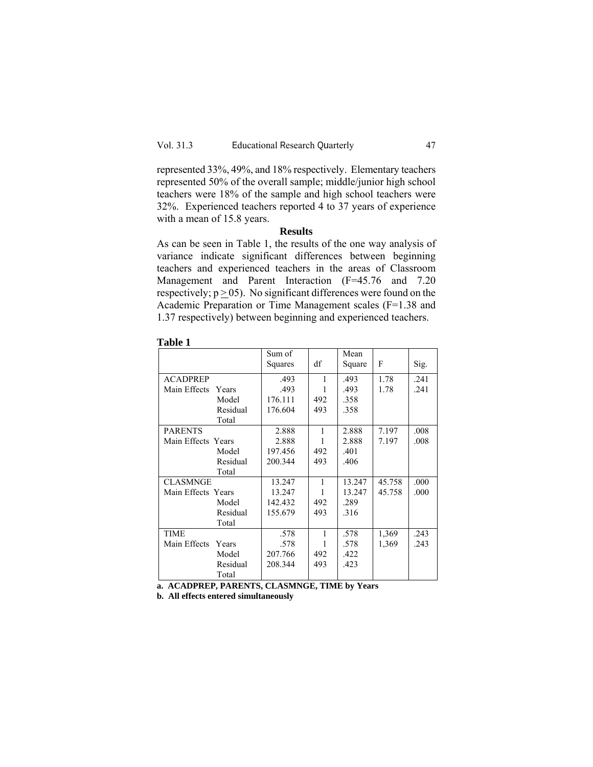represented 33%, 49%, and 18% respectively. Elementary teachers represented 50% of the overall sample; middle/junior high school teachers were 18% of the sample and high school teachers were 32%. Experienced teachers reported 4 to 37 years of experience with a mean of 15.8 years.

## Results

As can be seen in Table 1, the results of the one way analysis of variance indicate significant differences between beginning teachers and experienced teachers in the areas of Classroom Management and Parent Interaction (F=45.76 and 7.20 respectively; $p \geq 05$). No significant differences were found on the Academic Preparation or Time Management scales (F=1.38 and 1.37 respectively) between beginning and experienced teachers.

**Table 1**

| | | Sum of Squares | df | Mean Square | F | Sig. |
|---|---|---|---|---|---|---|
| ACADPREP | | .493 | 1 | .493 | 1.78 | .241 |
| Main Effects | Years | .493 | 1 | .493 | 1.78 | .241 |
| | Model | 176.111 | 492 | .358 | | |
| | Residual | 176.604 | 493 | .358 | | |
| | Total | | | | | |
| PARENTS | | 2.888 | 1 | 2.888 | 7.197 | .008 |
| Main Effects | Years | 2.888 | 1 | 2.888 | 7.197 | .008 |
| | Model | 197.456 | 492 | .401 | | |
| | Residual | 200.344 | 493 | .406 | | |
| | Total | | | | | |
| CLASMNGE | | 13.247 | 1 | 13.247 | 45.758 | .000 |
| Main Effects | Years | 13.247 | 1 | 13.247 | 45.758 | .000 |
| | Model | 142.432 | 492 | .289 | | |
| | Residual | 155.679 | 493 | .316 | | |
| | Total | | | | | |
| TIME | | .578 | 1 | .578 | 1,369 | .243 |
| Main Effects | Years | .578 | 1 | .578 | 1,369 | .243 |
| | Model | 207.766 | 492 | .422 | | |
| | Residual | 208.344 | 493 | .423 | | |
| | Total | | | | | |

**a. ACADPREP, PARENTS, CLASMNGE, TIME by Years**

**b. All effects entered simultaneously**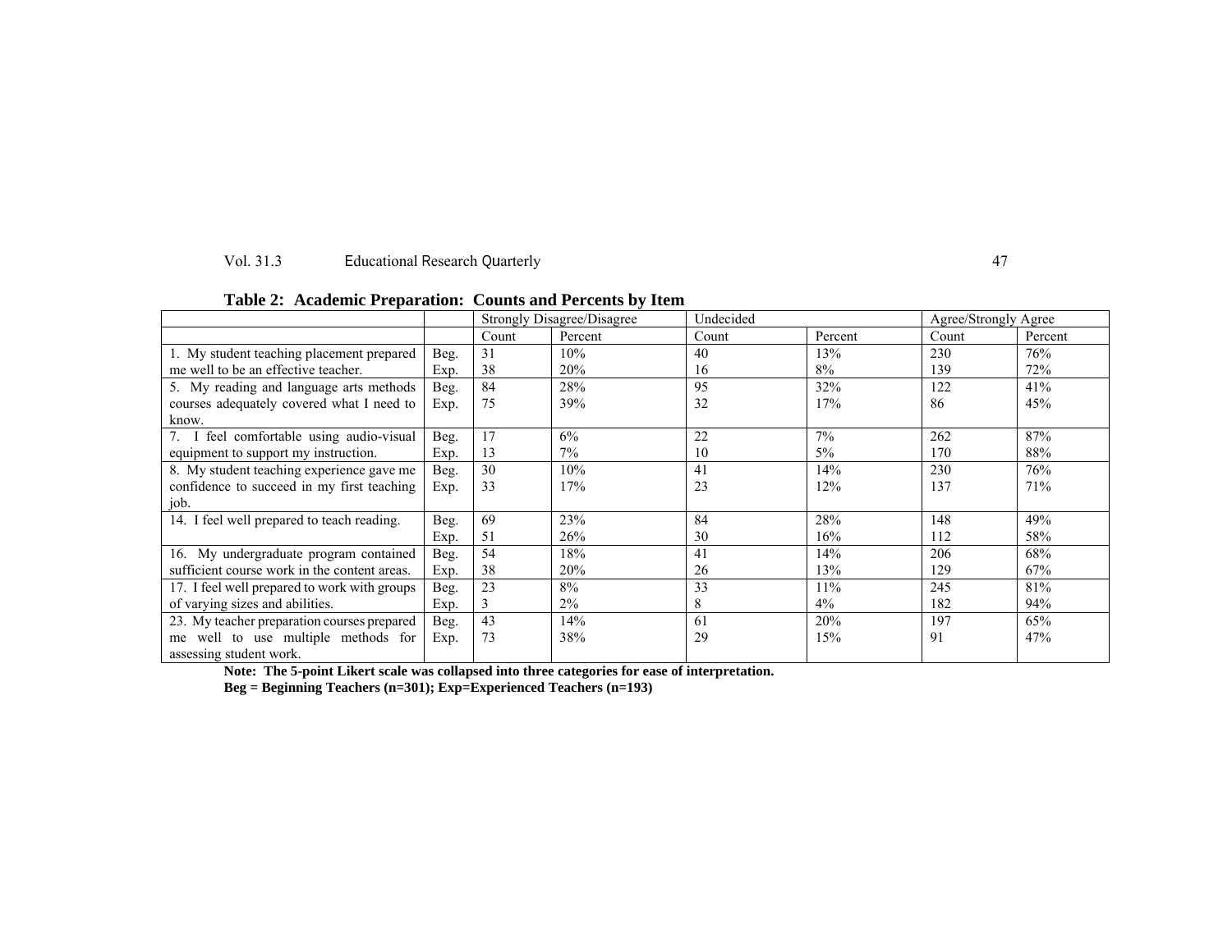**Table 2: Academic Preparation: Counts and Percents by Item**

| | | Strongly Disagree/Disagree | | Undecided | | Agree/Strongly Agree | |
|---|---|---|---|---|---|---|---|
| | | Count | Percent | Count | Percent | Count | Percent |
| 1. My student teaching placement prepared me well to be an effective teacher. | Beg. | 31 | 10% | 40 | 13% | 230 | 76% |
| | Exp. | 38 | 20% | 16 | 8% | 139 | 72% |
| 5. My reading and language arts methods courses adequately covered what I need to know. | Beg. | 84 | 28% | 95 | 32% | 122 | 41% |
| | Exp. | 75 | 39% | 32 | 17% | 86 | 45% |
| 7. I feel comfortable using audio-visual equipment to support my instruction. | Beg. | 17 | 6% | 22 | 7% | 262 | 87% |
| | Exp. | 13 | 7% | 10 | 5% | 170 | 88% |
| 8. My student teaching experience gave me confidence to succeed in my first teaching job. | Beg. | 30 | 10% | 41 | 14% | 230 | 76% |
| | Exp. | 33 | 17% | 23 | 12% | 137 | 71% |
| 14. I feel well prepared to teach reading. | Beg. | 69 | 23% | 84 | 28% | 148 | 49% |
| | Exp. | 51 | 26% | 30 | 16% | 112 | 58% |
| 16. My undergraduate program contained sufficient course work in the content areas. | Beg. | 54 | 18% | 41 | 14% | 206 | 68% |
| | Exp. | 38 | 20% | 26 | 13% | 129 | 67% |
| 17. I feel well prepared to work with groups of varying sizes and abilities. | Beg. | 23 | 8% | 33 | 11% | 245 | 81% |
| | Exp. | 3 | 2% | 8 | 4% | 182 | 94% |
| 23. My teacher preparation courses prepared me well to use multiple methods for assessing student work. | Beg. | 43 | 14% | 61 | 20% | 197 | 65% |
| | Exp. | 73 | 38% | 29 | 15% | 91 | 47% |

**Note: The 5-point Likert scale was collapsed into three categories for ease of interpretation.**
**Beg = Beginning Teachers (n=301); Exp=Experienced Teachers (n=193)**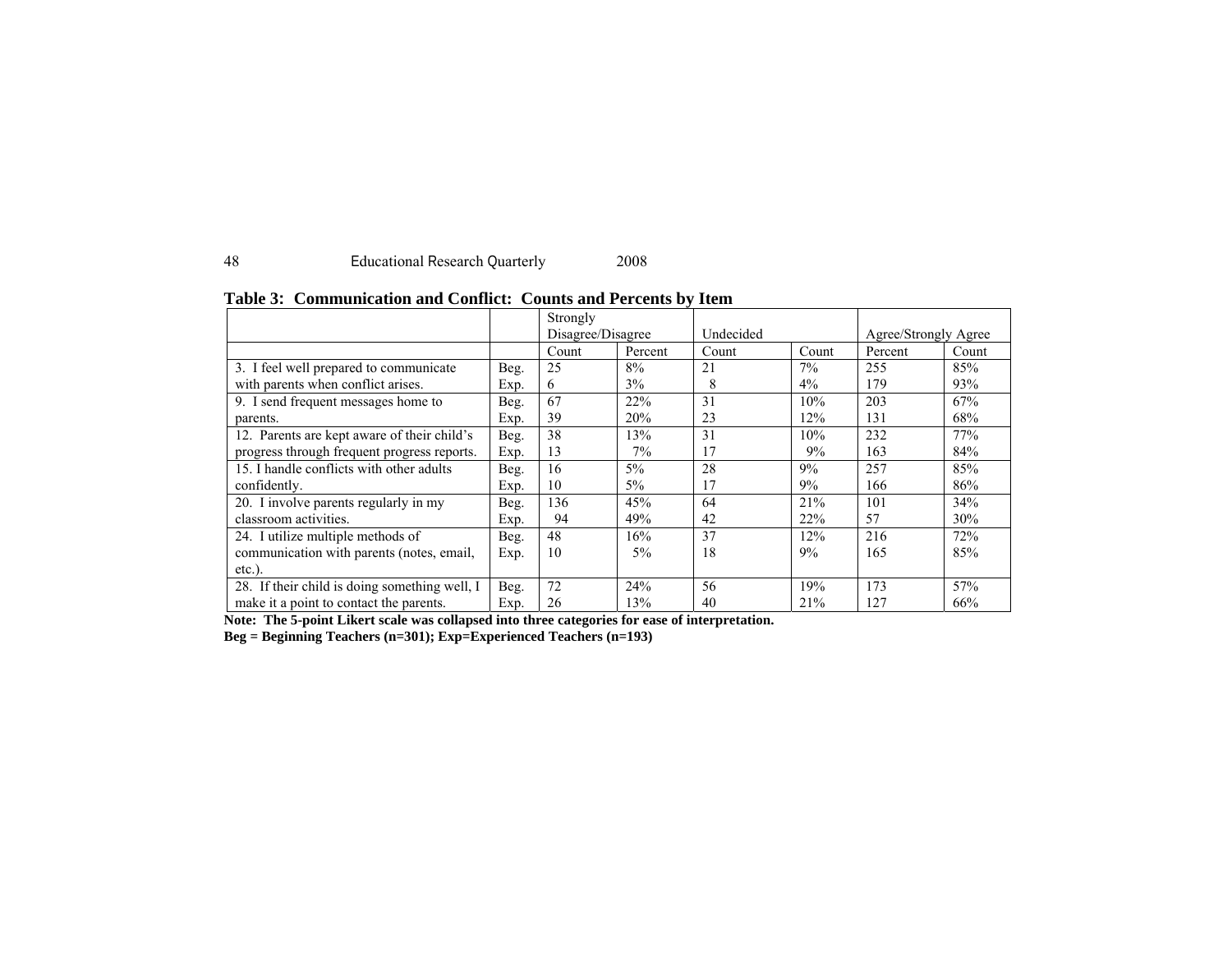**Table 3: Communication and Conflict: Counts and Percents by Item**

| | | Strongly Disagree/Disagree | | Undecided | | Agree/Strongly Agree | |
|---|---|---|---|---|---|---|---|
| | | Count | Percent | Count | Count | Percent | Count |
| 3. I feel well prepared to communicate with parents when conflict arises. | Beg. | 25 | 8% | 21 | 7% | 255 | 85% |
| | Exp. | 6 | 3% | 8 | 4% | 179 | 93% |
| 9. I send frequent messages home to parents. | Beg. | 67 | 22% | 31 | 10% | 203 | 67% |
| | Exp. | 39 | 20% | 23 | 12% | 131 | 68% |
| 12. Parents are kept aware of their child's progress through frequent progress reports. | Beg. | 38 | 13% | 31 | 10% | 232 | 77% |
| | Exp. | 13 | 7% | 17 | 9% | 163 | 84% |
| 15. I handle conflicts with other adults confidently. | Beg. | 16 | 5% | 28 | 9% | 257 | 85% |
| | Exp. | 10 | 5% | 17 | 9% | 166 | 86% |
| 20. I involve parents regularly in my classroom activities. | Beg. | 136 | 45% | 64 | 21% | 101 | 34% |
| | Exp. | 94 | 49% | 42 | 22% | 57 | 30% |
| 24. I utilize multiple methods of communication with parents (notes, email, etc.). | Beg. | 48 | 16% | 37 | 12% | 216 | 72% |
| | Exp. | 10 | 5% | 18 | 9% | 165 | 85% |
| 28. If their child is doing something well, I make it a point to contact the parents. | Beg. | 72 | 24% | 56 | 19% | 173 | 57% |
| | Exp. | 26 | 13% | 40 | 21% | 127 | 66% |

**Note: The 5-point Likert scale was collapsed into three categories for ease of interpretation.**
**Beg = Beginning Teachers (n=301); Exp=Experienced Teachers (n=193)**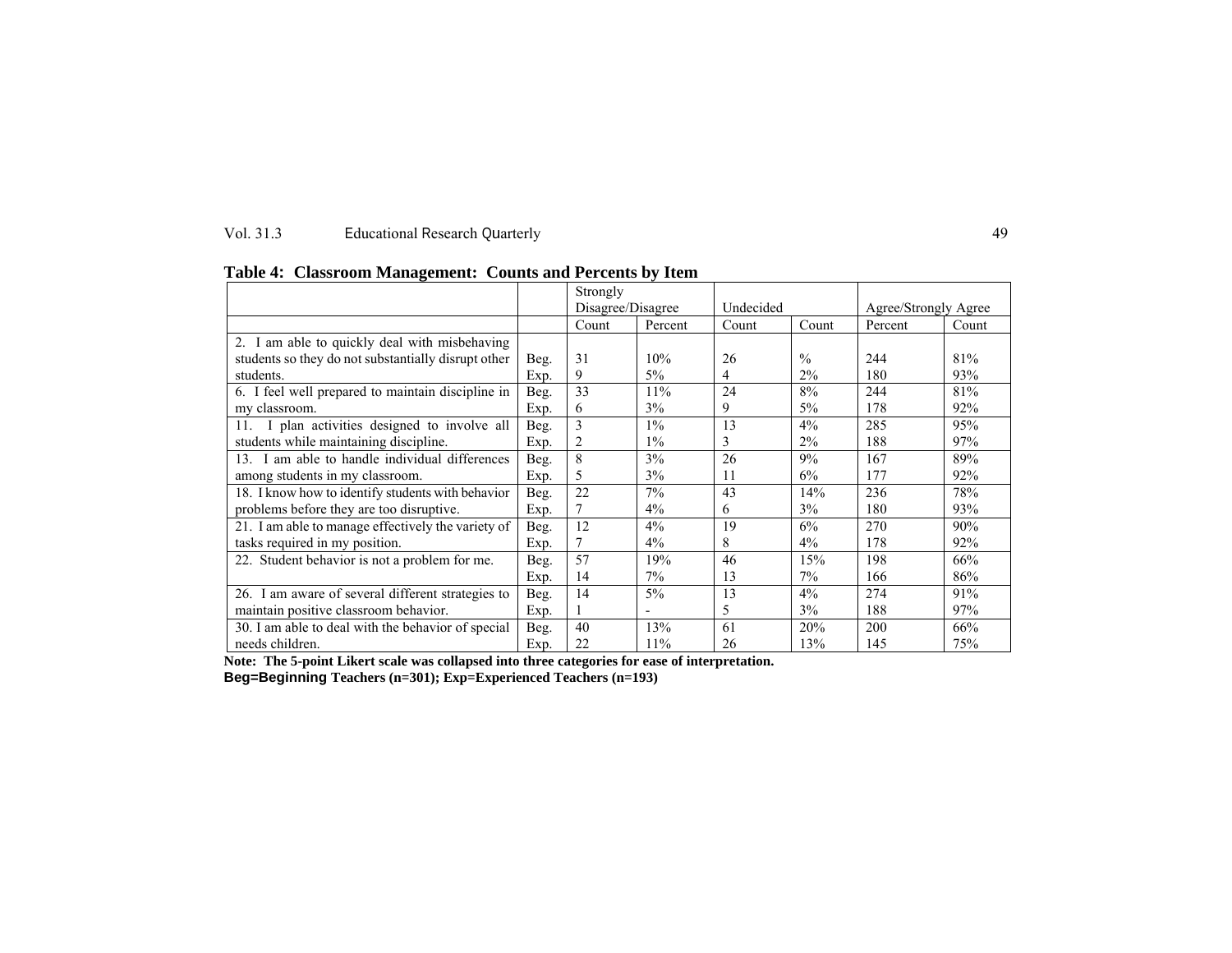**Table 4: Classroom Management: Counts and Percents by Item**

| | | Strongly Disagree/Disagree | | Undecided | | Agree/Strongly Agree | |
|---|---|---|---|---|---|---|---|
| | | Count | Percent | Count | Count | Percent | Count |
| 2. I am able to quickly deal with misbehaving students so they do not substantially disrupt other students. | Beg. | 31 | 10% | 26 | % | 244 | 81% |
| | Exp. | 9 | 5% | 4 | 2% | 180 | 93% |
| 6. I feel well prepared to maintain discipline in my classroom. | Beg. | 33 | 11% | 24 | 8% | 244 | 81% |
| | Exp. | 6 | 3% | 9 | 5% | 178 | 92% |
| 11. I plan activities designed to involve all students while maintaining discipline. | Beg. | 3 | 1% | 13 | 4% | 285 | 95% |
| | Exp. | 2 | 1% | 3 | 2% | 188 | 97% |
| 13. I am able to handle individual differences among students in my classroom. | Beg. | 8 | 3% | 26 | 9% | 167 | 89% |
| | Exp. | 5 | 3% | 11 | 6% | 177 | 92% |
| 18. I know how to identify students with behavior problems before they are too disruptive. | Beg. | 22 | 7% | 43 | 14% | 236 | 78% |
| | Exp. | 7 | 4% | 6 | 3% | 180 | 93% |
| 21. I am able to manage effectively the variety of tasks required in my position. | Beg. | 12 | 4% | 19 | 6% | 270 | 90% |
| | Exp. | 7 | 4% | 8 | 4% | 178 | 92% |
| 22. Student behavior is not a problem for me. | Beg. | 57 | 19% | 46 | 15% | 198 | 66% |
| | Exp. | 14 | 7% | 13 | 7% | 166 | 86% |
| 26. I am aware of several different strategies to maintain positive classroom behavior. | Beg. | 14 | 5% | 13 | 4% | 274 | 91% |
| | Exp. | 1 | - | 5 | 3% | 188 | 97% |
| 30. I am able to deal with the behavior of special needs children. | Beg. | 40 | 13% | 61 | 20% | 200 | 66% |
| | Exp. | 22 | 11% | 26 | 13% | 145 | 75% |

**Note: The 5-point Likert scale was collapsed into three categories for ease of interpretation.**
**Beg=Beginning Teachers (n=301); Exp=Experienced Teachers (n=193)**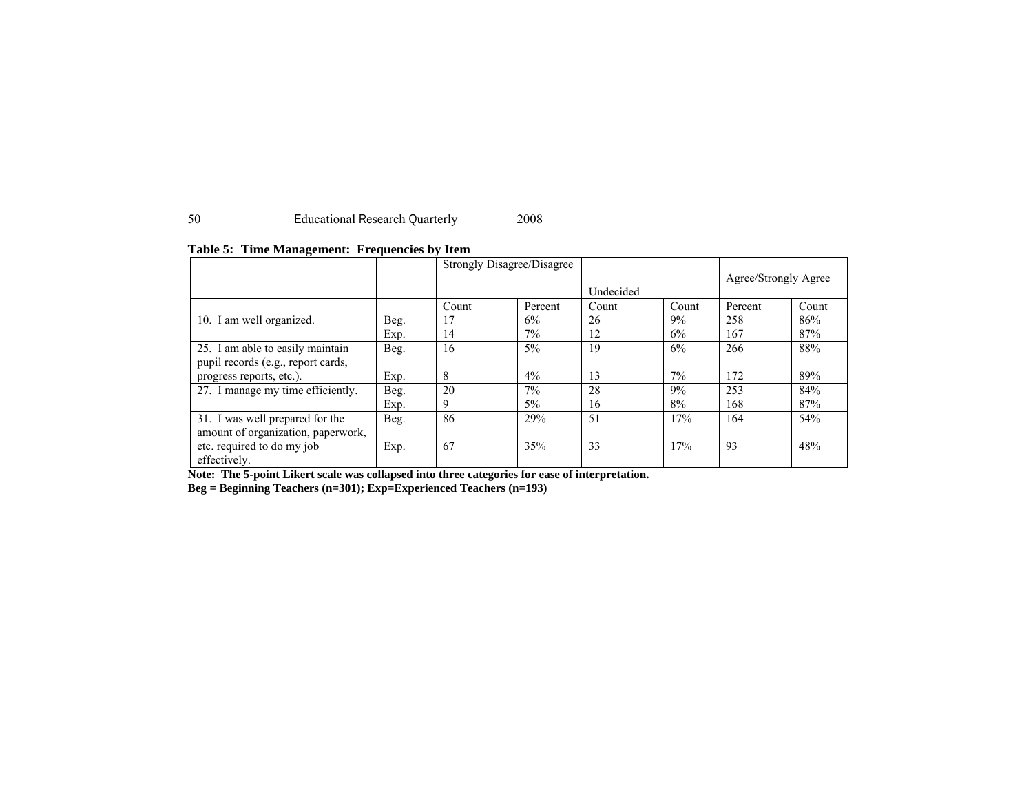**Table 5: Time Management: Frequencies by Item**

| | | Strongly Disagree/Disagree | | Undecided | | Agree/Strongly Agree | |
|---|---|---|---|---|---|---|---|
| | | Count | Percent | Count | Count | Percent | Count |
| 10. I am well organized. | Beg. | 17 | 6% | 26 | 9% | 258 | 86% |
| | Exp. | 14 | 7% | 12 | 6% | 167 | 87% |
| 25. I am able to easily maintain pupil records (e.g., report cards, | Beg. | 16 | 5% | 19 | 6% | 266 | 88% |
| progress reports, etc.). | Exp. | 8 | 4% | 13 | 7% | 172 | 89% |
| 27. I manage my time efficiently. | Beg. | 20 | 7% | 28 | 9% | 253 | 84% |
| | Exp. | 9 | 5% | 16 | 8% | 168 | 87% |
| 31. I was well prepared for the amount of organization, paperwork, | Beg. | 86 | 29% | 51 | 17% | 164 | 54% |
| etc. required to do my job effectively. | Exp. | 67 | 35% | 33 | 17% | 93 | 48% |

**Note: The 5-point Likert scale was collapsed into three categories for ease of interpretation.**
**Beg = Beginning Teachers (n=301); Exp=Experienced Teachers (n=193)**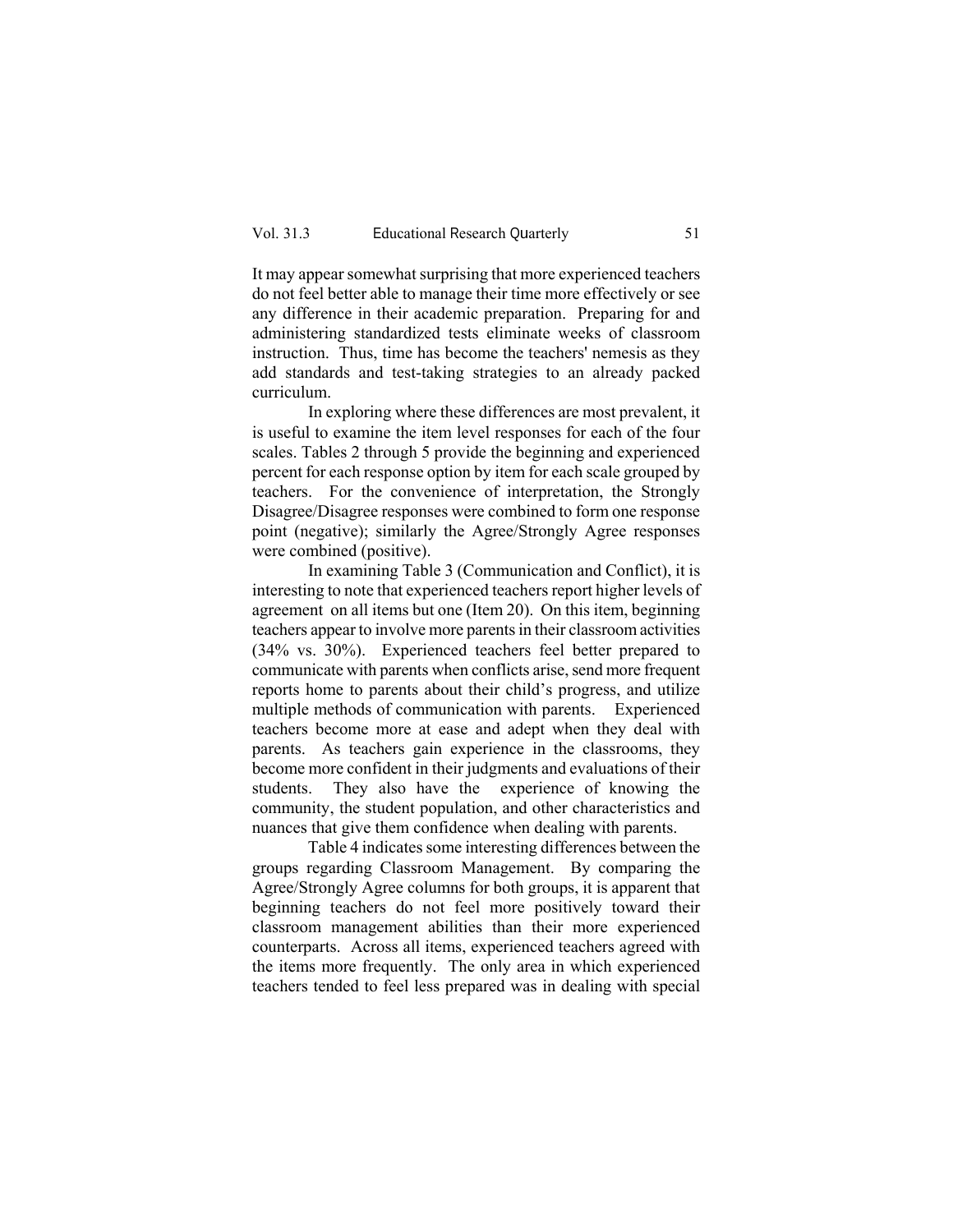It may appear somewhat surprising that more experienced teachers do not feel better able to manage their time more effectively or see any difference in their academic preparation. Preparing for and administering standardized tests eliminate weeks of classroom instruction. Thus, time has become the teachers' nemesis as they add standards and test-taking strategies to an already packed curriculum.

In exploring where these differences are most prevalent, it is useful to examine the item level responses for each of the four scales. Tables 2 through 5 provide the beginning and experienced percent for each response option by item for each scale grouped by teachers. For the convenience of interpretation, the Strongly Disagree/Disagree responses were combined to form one response point (negative); similarly the Agree/Strongly Agree responses were combined (positive).

In examining Table 3 (Communication and Conflict), it is interesting to note that experienced teachers report higher levels of agreement on all items but one (Item 20). On this item, beginning teachers appear to involve more parents in their classroom activities (34% vs. 30%). Experienced teachers feel better prepared to communicate with parents when conflicts arise, send more frequent reports home to parents about their child's progress, and utilize multiple methods of communication with parents. Experienced teachers become more at ease and adept when they deal with parents. As teachers gain experience in the classrooms, they become more confident in their judgments and evaluations of their students. They also have the experience of knowing the community, the student population, and other characteristics and nuances that give them confidence when dealing with parents.

Table 4 indicates some interesting differences between the groups regarding Classroom Management. By comparing the Agree/Strongly Agree columns for both groups, it is apparent that beginning teachers do not feel more positively toward their classroom management abilities than their more experienced counterparts. Across all items, experienced teachers agreed with the items more frequently. The only area in which experienced teachers tended to feel less prepared was in dealing with special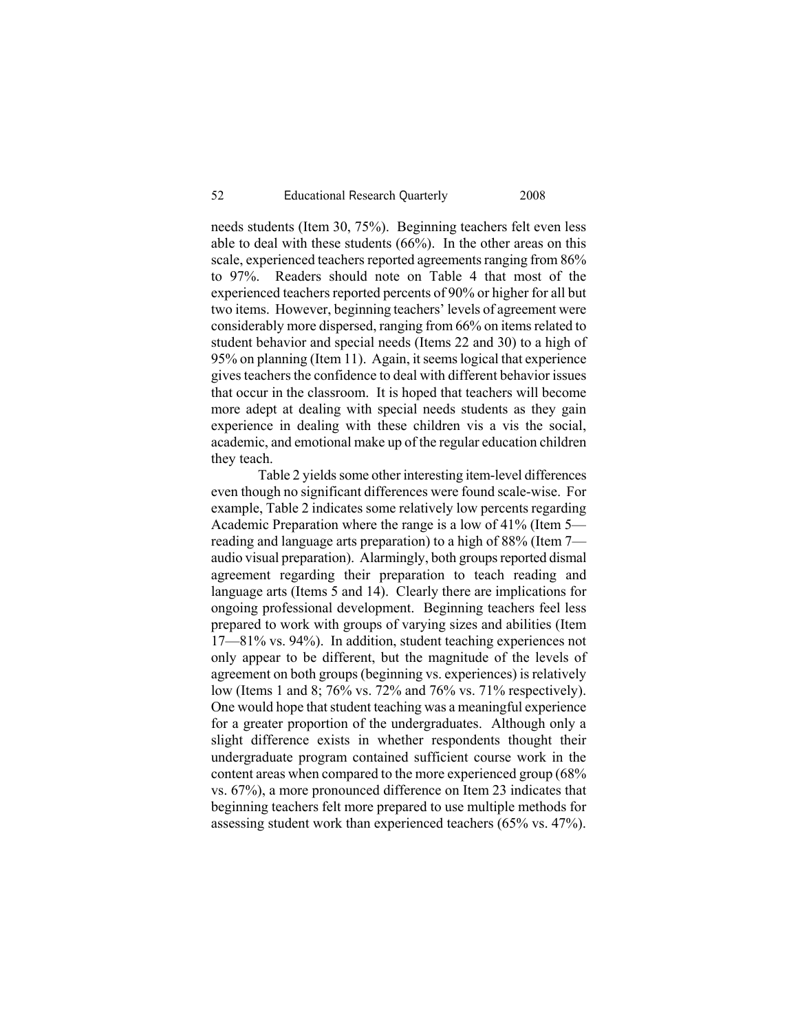needs students (Item 30, 75%). Beginning teachers felt even less able to deal with these students (66%). In the other areas on this scale, experienced teachers reported agreements ranging from 86% to 97%. Readers should note on Table 4 that most of the experienced teachers reported percents of 90% or higher for all but two items. However, beginning teachers' levels of agreement were considerably more dispersed, ranging from 66% on items related to student behavior and special needs (Items 22 and 30) to a high of 95% on planning (Item 11). Again, it seems logical that experience gives teachers the confidence to deal with different behavior issues that occur in the classroom. It is hoped that teachers will become more adept at dealing with special needs students as they gain experience in dealing with these children vis a vis the social, academic, and emotional make up of the regular education children they teach.

Table 2 yields some other interesting item-level differences even though no significant differences were found scale-wise. For example, Table 2 indicates some relatively low percents regarding Academic Preparation where the range is a low of 41% (Item 5—reading and language arts preparation) to a high of 88% (Item 7—audio visual preparation). Alarmingly, both groups reported dismal agreement regarding their preparation to teach reading and language arts (Items 5 and 14). Clearly there are implications for ongoing professional development. Beginning teachers feel less prepared to work with groups of varying sizes and abilities (Item 17—81% vs. 94%). In addition, student teaching experiences not only appear to be different, but the magnitude of the levels of agreement on both groups (beginning vs. experiences) is relatively low (Items 1 and 8; 76% vs. 72% and 76% vs. 71% respectively). One would hope that student teaching was a meaningful experience for a greater proportion of the undergraduates. Although only a slight difference exists in whether respondents thought their undergraduate program contained sufficient course work in the content areas when compared to the more experienced group (68% vs. 67%), a more pronounced difference on Item 23 indicates that beginning teachers felt more prepared to use multiple methods for assessing student work than experienced teachers (65% vs. 47%).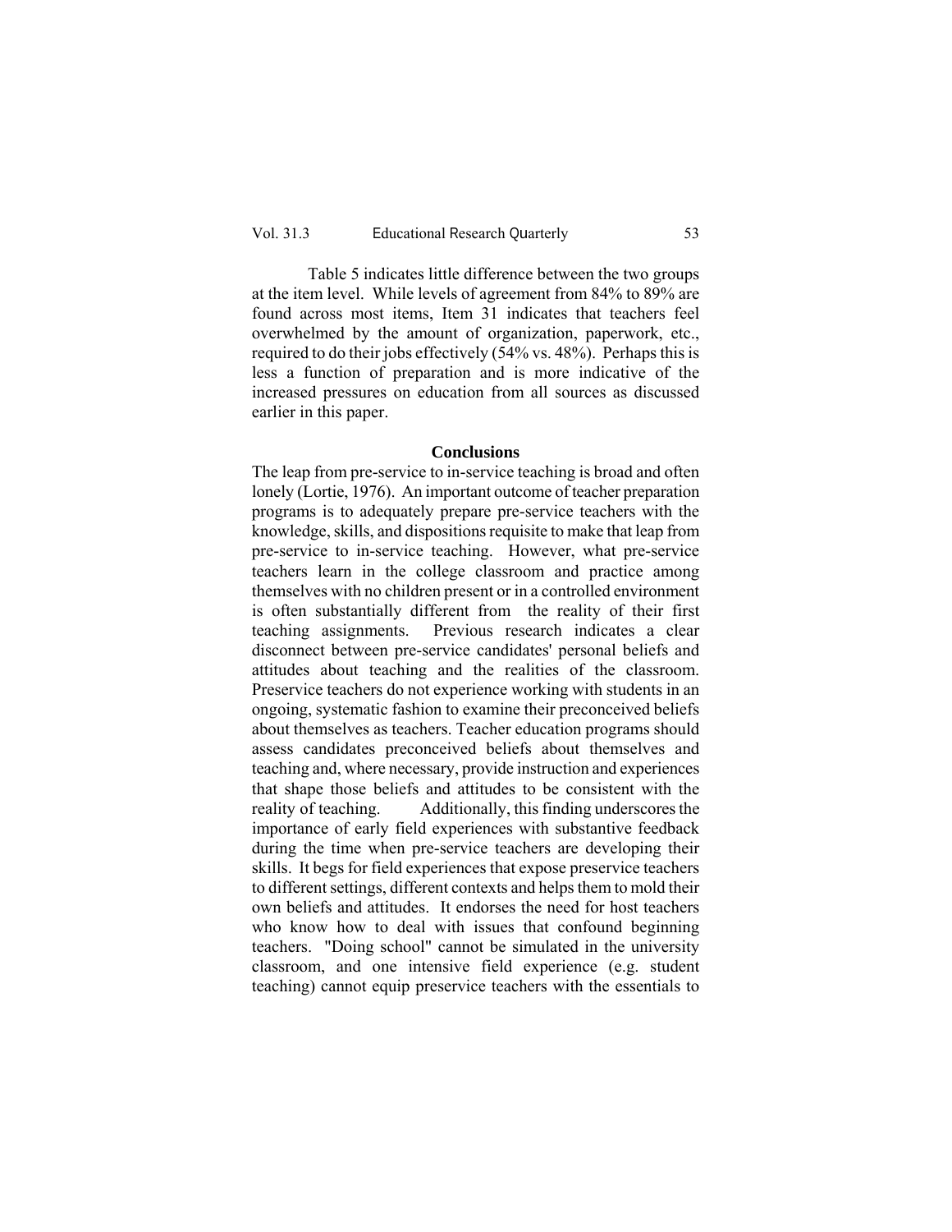Table 5 indicates little difference between the two groups at the item level. While levels of agreement from 84% to 89% are found across most items, Item 31 indicates that teachers feel overwhelmed by the amount of organization, paperwork, etc., required to do their jobs effectively (54% vs. 48%). Perhaps this is less a function of preparation and is more indicative of the increased pressures on education from all sources as discussed earlier in this paper.

## Conclusions

The leap from pre-service to in-service teaching is broad and often lonely (Lortie, 1976). An important outcome of teacher preparation programs is to adequately prepare pre-service teachers with the knowledge, skills, and dispositions requisite to make that leap from pre-service to in-service teaching. However, what pre-service teachers learn in the college classroom and practice among themselves with no children present or in a controlled environment is often substantially different from the reality of their first teaching assignments. Previous research indicates a clear disconnect between pre-service candidates' personal beliefs and attitudes about teaching and the realities of the classroom. Preservice teachers do not experience working with students in an ongoing, systematic fashion to examine their preconceived beliefs about themselves as teachers. Teacher education programs should assess candidates preconceived beliefs about themselves and teaching and, where necessary, provide instruction and experiences that shape those beliefs and attitudes to be consistent with the reality of teaching. Additionally, this finding underscores the importance of early field experiences with substantive feedback during the time when pre-service teachers are developing their skills. It begs for field experiences that expose preservice teachers to different settings, different contexts and helps them to mold their own beliefs and attitudes. It endorses the need for host teachers who know how to deal with issues that confound beginning teachers. "Doing school" cannot be simulated in the university classroom, and one intensive field experience (e.g. student teaching) cannot equip preservice teachers with the essentials to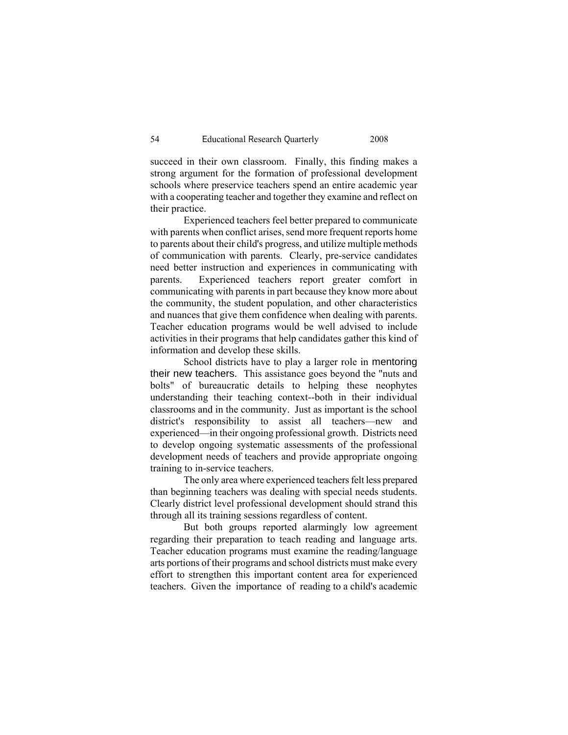succeed in their own classroom. Finally, this finding makes a strong argument for the formation of professional development schools where preservice teachers spend an entire academic year with a cooperating teacher and together they examine and reflect on their practice.

Experienced teachers feel better prepared to communicate with parents when conflict arises, send more frequent reports home to parents about their child's progress, and utilize multiple methods of communication with parents. Clearly, pre-service candidates need better instruction and experiences in communicating with parents. Experienced teachers report greater comfort in communicating with parents in part because they know more about the community, the student population, and other characteristics and nuances that give them confidence when dealing with parents. Teacher education programs would be well advised to include activities in their programs that help candidates gather this kind of information and develop these skills.

School districts have to play a larger role in mentoring their new teachers. This assistance goes beyond the "nuts and bolts" of bureaucratic details to helping these neophytes understanding their teaching context--both in their individual classrooms and in the community. Just as important is the school district's responsibility to assist all teachers—new and experienced—in their ongoing professional growth. Districts need to develop ongoing systematic assessments of the professional development needs of teachers and provide appropriate ongoing training to in-service teachers.

The only area where experienced teachers felt less prepared than beginning teachers was dealing with special needs students. Clearly district level professional development should strand this through all its training sessions regardless of content.

But both groups reported alarmingly low agreement regarding their preparation to teach reading and language arts. Teacher education programs must examine the reading/language arts portions of their programs and school districts must make every effort to strengthen this important content area for experienced teachers. Given the importance of reading to a child's academic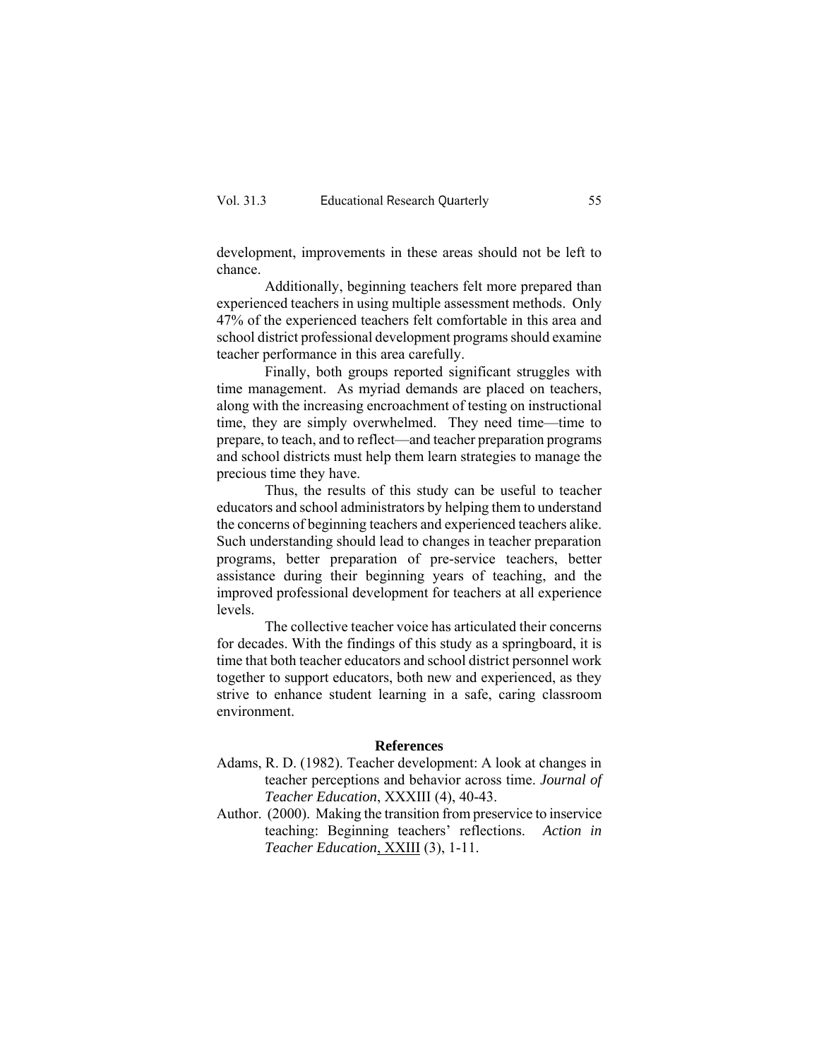development, improvements in these areas should not be left to chance.

Additionally, beginning teachers felt more prepared than experienced teachers in using multiple assessment methods. Only 47% of the experienced teachers felt comfortable in this area and school district professional development programs should examine teacher performance in this area carefully.

Finally, both groups reported significant struggles with time management. As myriad demands are placed on teachers, along with the increasing encroachment of testing on instructional time, they are simply overwhelmed. They need time—time to prepare, to teach, and to reflect—and teacher preparation programs and school districts must help them learn strategies to manage the precious time they have.

Thus, the results of this study can be useful to teacher educators and school administrators by helping them to understand the concerns of beginning teachers and experienced teachers alike. Such understanding should lead to changes in teacher preparation programs, better preparation of pre-service teachers, better assistance during their beginning years of teaching, and the improved professional development for teachers at all experience levels.

The collective teacher voice has articulated their concerns for decades. With the findings of this study as a springboard, it is time that both teacher educators and school district personnel work together to support educators, both new and experienced, as they strive to enhance student learning in a safe, caring classroom environment.

## References

Adams, R. D. (1982). Teacher development: A look at changes in teacher perceptions and behavior across time. *Journal of Teacher Education*, XXXIII (4), 40-43.

Author. (2000). Making the transition from preservice to inservice teaching: Beginning teachers' reflections. *Action in Teacher Education*, XXIII (3), 1-11.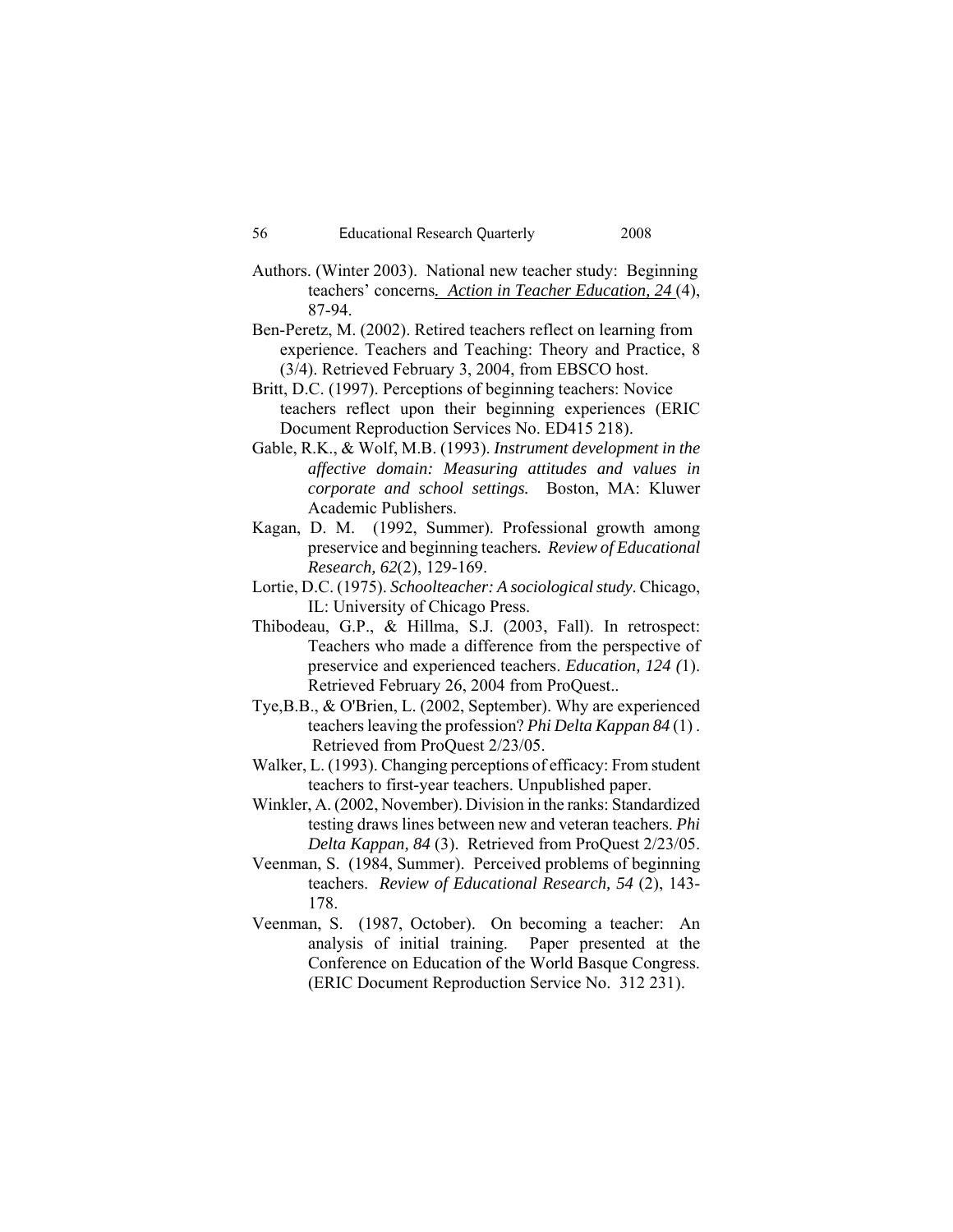Authors. (Winter 2003). National new teacher study: Beginning teachers' concerns. *Action in Teacher Education, 24* (4), 87-94.

Ben-Peretz, M. (2002). Retired teachers reflect on learning from experience. Teachers and Teaching: Theory and Practice, 8 (3/4). Retrieved February 3, 2004, from EBSCO host.

Britt, D.C. (1997). Perceptions of beginning teachers: Novice teachers reflect upon their beginning experiences (ERIC Document Reproduction Services No. ED415 218).

Gable, R.K., & Wolf, M.B. (1993). *Instrument development in the affective domain: Measuring attitudes and values in corporate and school settings.* Boston, MA: Kluwer Academic Publishers.

Kagan, D. M. (1992, Summer). Professional growth among preservice and beginning teachers. *Review of Educational Research, 62*(2), 129-169.

Lortie, D.C. (1975). *Schoolteacher: A sociological study*. Chicago, IL: University of Chicago Press.

Thibodeau, G.P., & Hillma, S.J. (2003, Fall). In retrospect: Teachers who made a difference from the perspective of preservice and experienced teachers. *Education, 124 (*1). Retrieved February 26, 2004 from ProQuest..

Tye,B.B., & O'Brien, L. (2002, September). Why are experienced teachers leaving the profession? *Phi Delta Kappan 84* (1) . Retrieved from ProQuest 2/23/05.

Walker, L. (1993). Changing perceptions of efficacy: From student teachers to first-year teachers. Unpublished paper.

Winkler, A. (2002, November). Division in the ranks: Standardized testing draws lines between new and veteran teachers. *Phi Delta Kappan, 84* (3). Retrieved from ProQuest 2/23/05.

Veenman, S. (1984, Summer). Perceived problems of beginning teachers. *Review of Educational Research, 54* (2), 143-178.

Veenman, S. (1987, October). On becoming a teacher: An analysis of initial training. Paper presented at the Conference on Education of the World Basque Congress. (ERIC Document Reproduction Service No. 312 231).